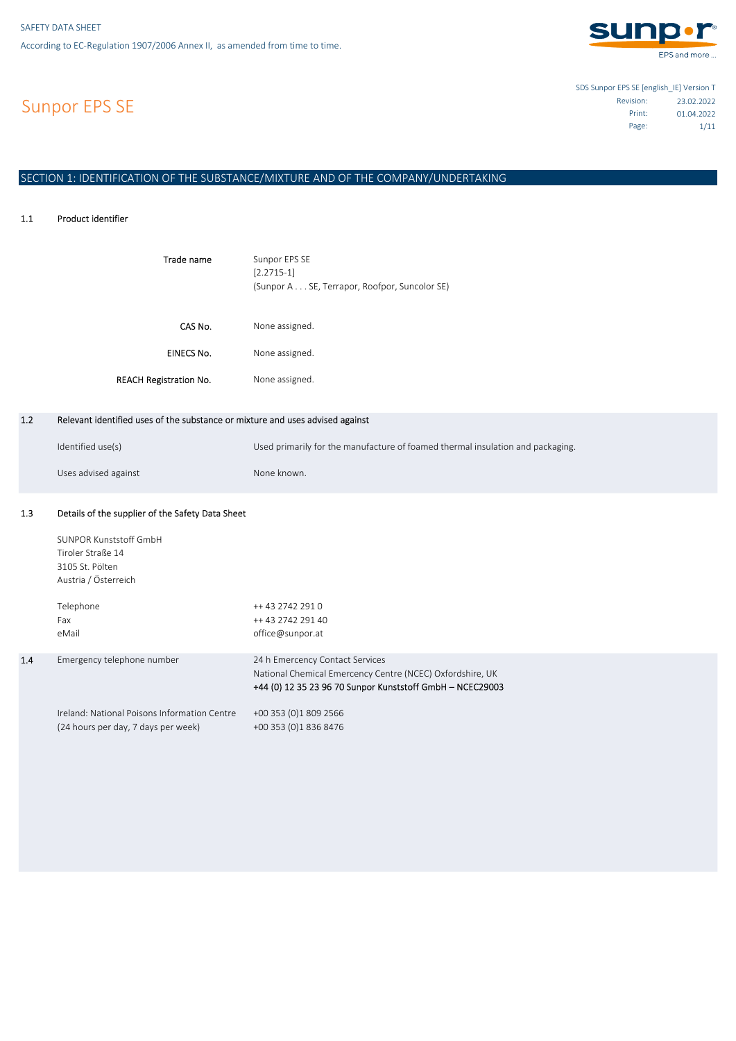SAFETY DATA SHEET

According to EC-Regulation 1907/2006 Annex II, as amended from time to time.

# Sunpor EPS SE

SDS Sunpor EPS SE [english_IE] Version T
Revision: 23.02.2022
Print: 01.04.2022

## SECTION 1: IDENTIFICATION OF THE SUBSTANCE/MIXTURE AND OF THE COMPANY/UNDERTAKING

### 1.1 Product identifier

| | |
|---|---|
| Trade name | Sunpor EPS SE<br>[2.2715-1]<br>(Sunpor A . . . SE, Terrapor, Roofpor, Suncolor SE) |
| CAS No. | None assigned. |
| EINECS No. | None assigned. |
| REACH Registration No. | None assigned. |

### 1.2 Relevant identified uses of the substance or mixture and uses advised against

| | |
|---|---|
| Identified use(s) | Used primarily for the manufacture of foamed thermal insulation and packaging. |
| Uses advised against | None known. |

### 1.3 Details of the supplier of the Safety Data Sheet

SUNPOR Kunststoff GmbH
Tiroler Straße 14
3105 St. Pölten
Austria / Österreich

| | |
|---|---|
| Telephone | ++ 43 2742 291 0 |
| Fax | ++ 43 2742 291 40 |
| eMail | office@sunpor.at |

### 1.4 Emergency telephone number

24 h Emercency Contact Services
National Chemical Emercency Centre (NCEC) Oxfordshire, UK
+44 (0) 12 35 23 96 70 Sunpor Kunststoff GmbH – NCEC29003

| | |
|---|---|
| Ireland: National Poisons Information Centre<br>(24 hours per day, 7 days per week) | +00 353 (0)1 809 2566<br>+00 353 (0)1 836 8476 |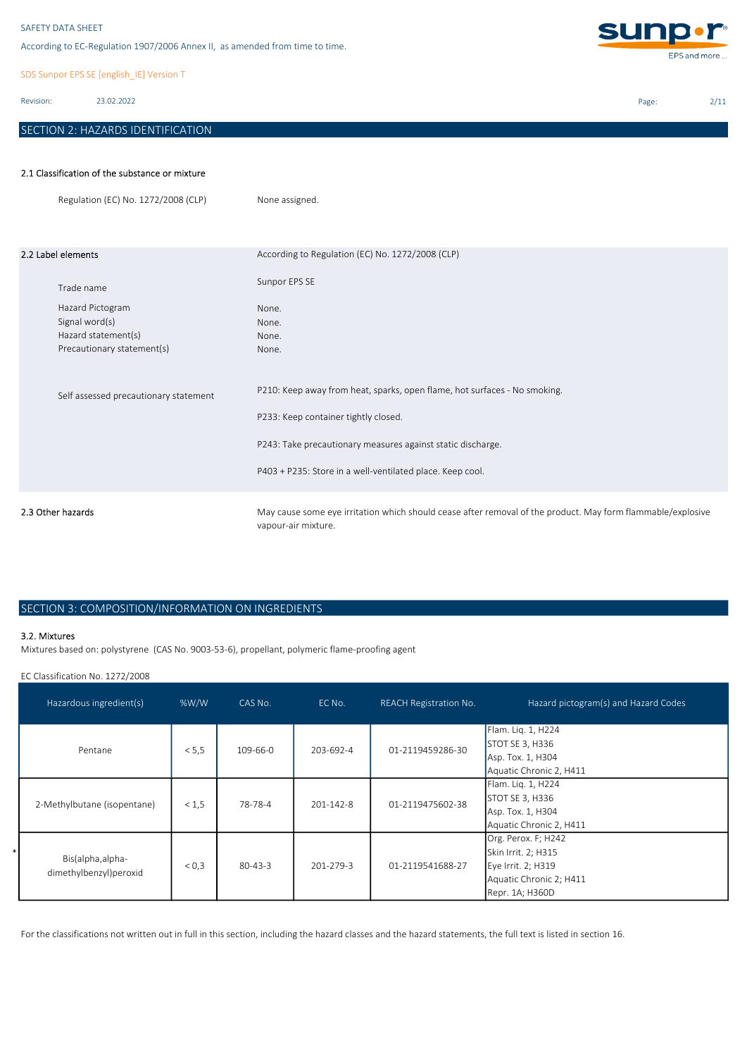## SECTION 2: HAZARDS IDENTIFICATION

### 2.1 Classification of the substance or mixture

Regulation (EC) No. 1272/2008 (CLP) — None assigned.

### 2.2 Label elements

According to Regulation (EC) No. 1272/2008 (CLP)

| | |
|---|---|
| Trade name | Sunpor EPS SE |
| Hazard Pictogram | None. |
| Signal word(s) | None. |
| Hazard statement(s) | None. |
| Precautionary statement(s) | None. |
| Self assessed precautionary statement | P210: Keep away from heat, sparks, open flame, hot surfaces - No smoking.<br>P233: Keep container tightly closed.<br>P243: Take precautionary measures against static discharge.<br>P403 + P235: Store in a well-ventilated place. Keep cool. |

### 2.3 Other hazards

May cause some eye irritation which should cease after removal of the product. May form flammable/explosive vapour-air mixture.

## SECTION 3: COMPOSITION/INFORMATION ON INGREDIENTS

### 3.2. Mixtures

Mixtures based on: polystyrene (CAS No. 9003-53-6), propellant, polymeric flame-proofing agent

EC Classification No. 1272/2008

| Hazardous ingredient(s) | %W/W | CAS No. | EC No. | REACH Registration No. | Hazard pictogram(s) and Hazard Codes |
|---|---|---|---|---|---|
| Pentane | < 5,5 | 109-66-0 | 203-692-4 | 01-2119459286-30 | Flam. Liq. 1, H224<br>STOT SE 3, H336<br>Asp. Tox. 1, H304<br>Aquatic Chronic 2, H411 |
| 2-Methylbutane (isopentane) | < 1,5 | 78-78-4 | 201-142-8 | 01-2119475602-38 | Flam. Liq. 1, H224<br>STOT SE 3, H336<br>Asp. Tox. 1, H304<br>Aquatic Chronic 2, H411 |
| * Bis(alpha,alpha-dimethylbenzyl)peroxid | < 0,3 | 80-43-3 | 201-279-3 | 01-2119541688-27 | Org. Perox. F; H242<br>Skin Irrit. 2; H315<br>Eye Irrit. 2; H319<br>Aquatic Chronic 2; H411<br>Repr. 1A; H360D |

For the classifications not written out in full in this section, including the hazard classes and the hazard statements, the full text is listed in section 16.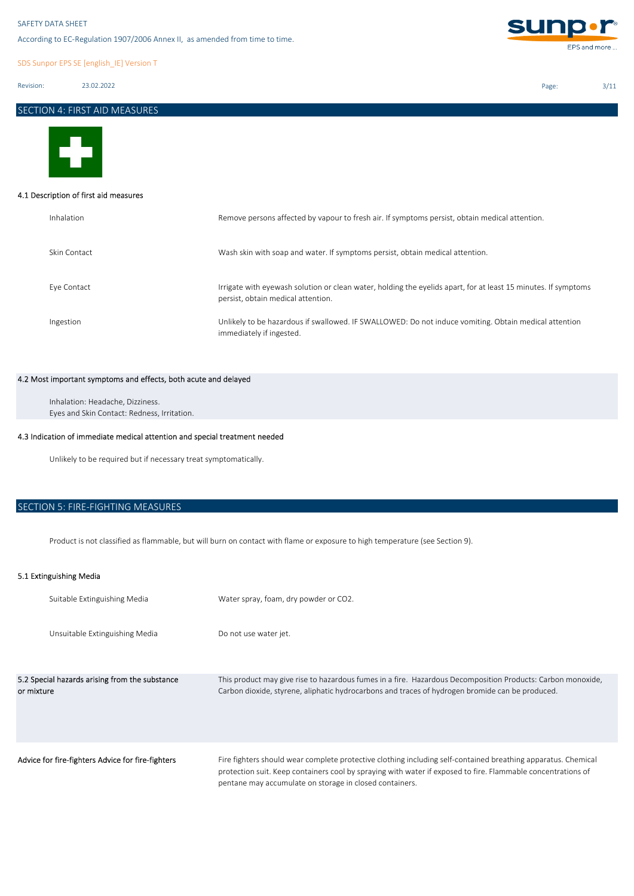## SECTION 4: FIRST AID MEASURES

### 4.1 Description of first aid measures

| | |
|---|---|
| Inhalation | Remove persons affected by vapour to fresh air. If symptoms persist, obtain medical attention. |
| Skin Contact | Wash skin with soap and water. If symptoms persist, obtain medical attention. |
| Eye Contact | Irrigate with eyewash solution or clean water, holding the eyelids apart, for at least 15 minutes. If symptoms persist, obtain medical attention. |
| Ingestion | Unlikely to be hazardous if swallowed. IF SWALLOWED: Do not induce vomiting. Obtain medical attention immediately if ingested. |

### 4.2 Most important symptoms and effects, both acute and delayed

Inhalation: Headache, Dizziness.
Eyes and Skin Contact: Redness, Irritation.

### 4.3 Indication of immediate medical attention and special treatment needed

Unlikely to be required but if necessary treat symptomatically.

## SECTION 5: FIRE-FIGHTING MEASURES

Product is not classified as flammable, but will burn on contact with flame or exposure to high temperature (see Section 9).

### 5.1 Extinguishing Media

| | |
|---|---|
| Suitable Extinguishing Media | Water spray, foam, dry powder or $CO_2$. |
| Unsuitable Extinguishing Media | Do not use water jet. |

| | |
|---|---|
| 5.2 Special hazards arising from the substance or mixture | This product may give rise to hazardous fumes in a fire. Hazardous Decomposition Products: Carbon monoxide, Carbon dioxide, styrene, aliphatic hydrocarbons and traces of hydrogen bromide can be produced. |
| Advice for fire-fighters Advice for fire-fighters | Fire fighters should wear complete protective clothing including self-contained breathing apparatus. Chemical protection suit. Keep containers cool by spraying with water if exposed to fire. Flammable concentrations of pentane may accumulate on storage in closed containers. |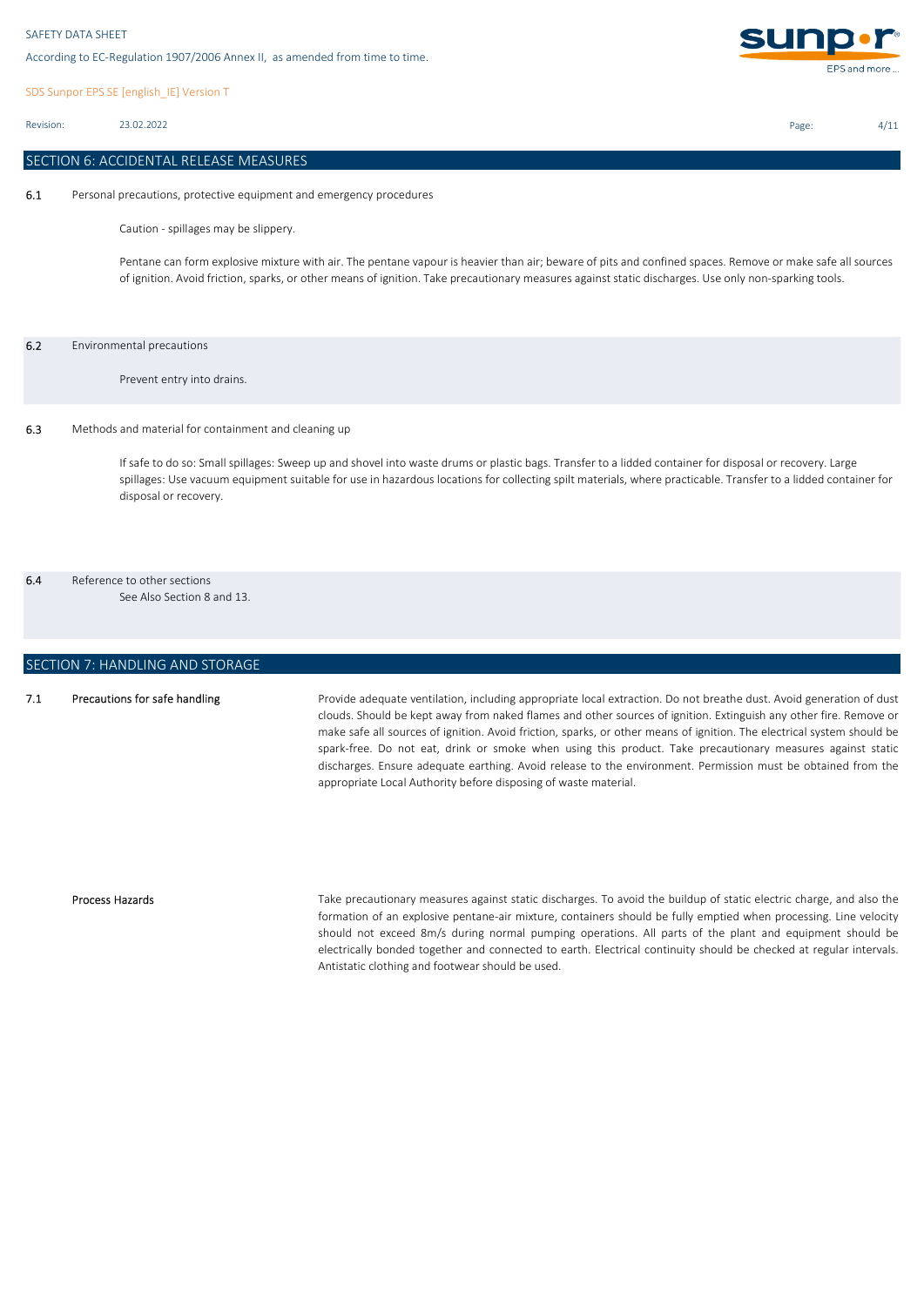## SECTION 6: ACCIDENTAL RELEASE MEASURES

**6.1** Personal precautions, protective equipment and emergency procedures

Caution - spillages may be slippery.

Pentane can form explosive mixture with air. The pentane vapour is heavier than air; beware of pits and confined spaces. Remove or make safe all sources of ignition. Avoid friction, sparks, or other means of ignition. Take precautionary measures against static discharges. Use only non-sparking tools.

**6.2** Environmental precautions

Prevent entry into drains.

**6.3** Methods and material for containment and cleaning up

If safe to do so: Small spillages: Sweep up and shovel into waste drums or plastic bags. Transfer to a lidded container for disposal or recovery. Large spillages: Use vacuum equipment suitable for use in hazardous locations for collecting spilt materials, where practicable. Transfer to a lidded container for disposal or recovery.

**6.4** Reference to other sections

See Also Section 8 and 13.

## SECTION 7: HANDLING AND STORAGE

**7.1** **Precautions for safe handling**

Provide adequate ventilation, including appropriate local extraction. Do not breathe dust. Avoid generation of dust clouds. Should be kept away from naked flames and other sources of ignition. Extinguish any other fire. Remove or make safe all sources of ignition. Avoid friction, sparks, or other means of ignition. The electrical system should be spark-free. Do not eat, drink or smoke when using this product. Take precautionary measures against static discharges. Ensure adequate earthing. Avoid release to the environment. Permission must be obtained from the appropriate Local Authority before disposing of waste material.

**Process Hazards**

Take precautionary measures against static discharges. To avoid the buildup of static electric charge, and also the formation of an explosive pentane-air mixture, containers should be fully emptied when processing. Line velocity should not exceed 8m/s during normal pumping operations. All parts of the plant and equipment should be electrically bonded together and connected to earth. Electrical continuity should be checked at regular intervals. Antistatic clothing and footwear should be used.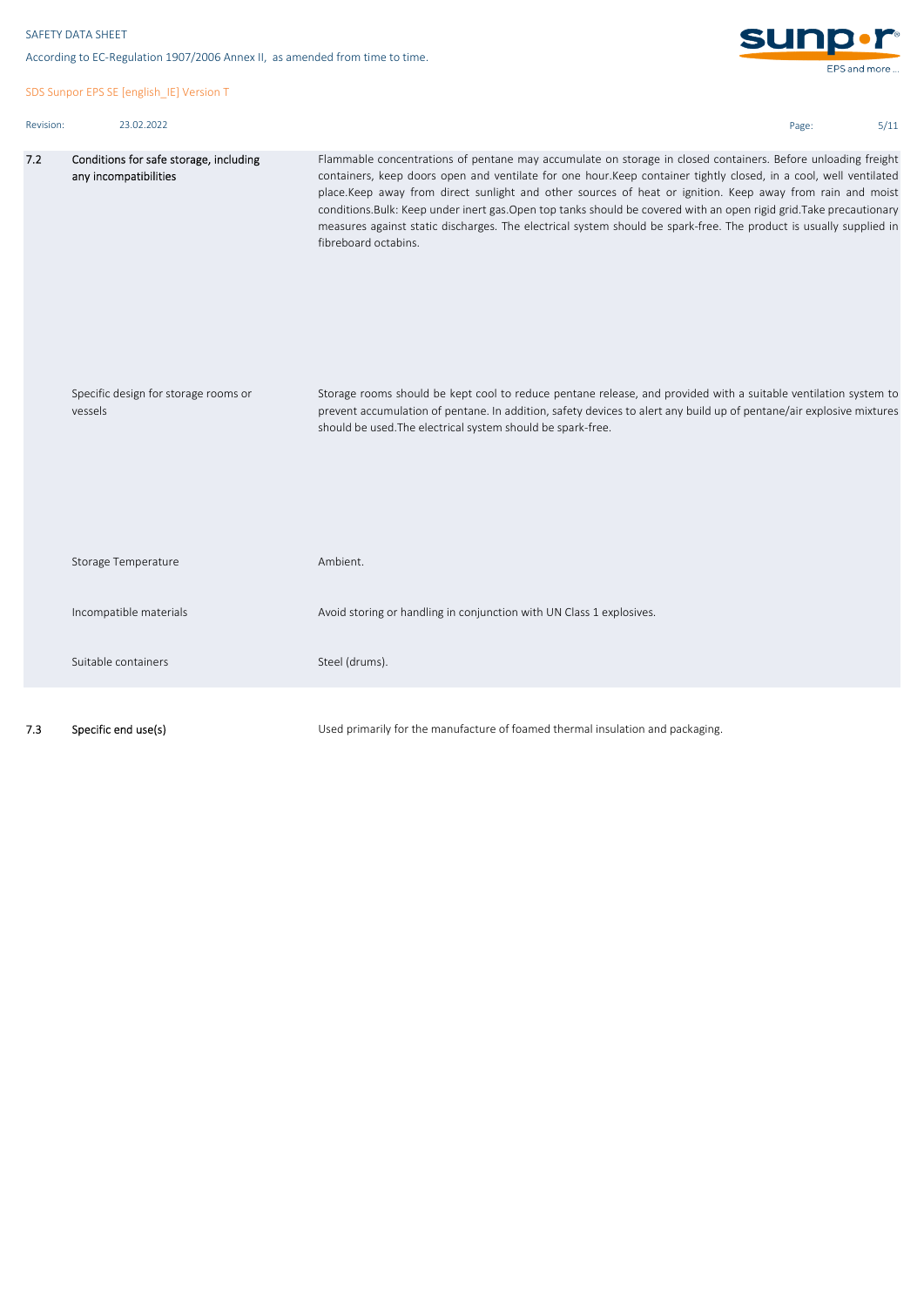| | | |
|---|---|---|
| 7.2 | Conditions for safe storage, including any incompatibilities | Flammable concentrations of pentane may accumulate on storage in closed containers. Before unloading freight containers, keep doors open and ventilate for one hour.Keep container tightly closed, in a cool, well ventilated place.Keep away from direct sunlight and other sources of heat or ignition. Keep away from rain and moist conditions.Bulk: Keep under inert gas.Open top tanks should be covered with an open rigid grid.Take precautionary measures against static discharges. The electrical system should be spark-free. The product is usually supplied in fibreboard octabins. |
| | Specific design for storage rooms or vessels | Storage rooms should be kept cool to reduce pentane release, and provided with a suitable ventilation system to prevent accumulation of pentane. In addition, safety devices to alert any build up of pentane/air explosive mixtures should be used.The electrical system should be spark-free. |
| | Storage Temperature | Ambient. |
| | Incompatible materials | Avoid storing or handling in conjunction with UN Class 1 explosives. |
| | Suitable containers | Steel (drums). |
| 7.3 | Specific end use(s) | Used primarily for the manufacture of foamed thermal insulation and packaging. |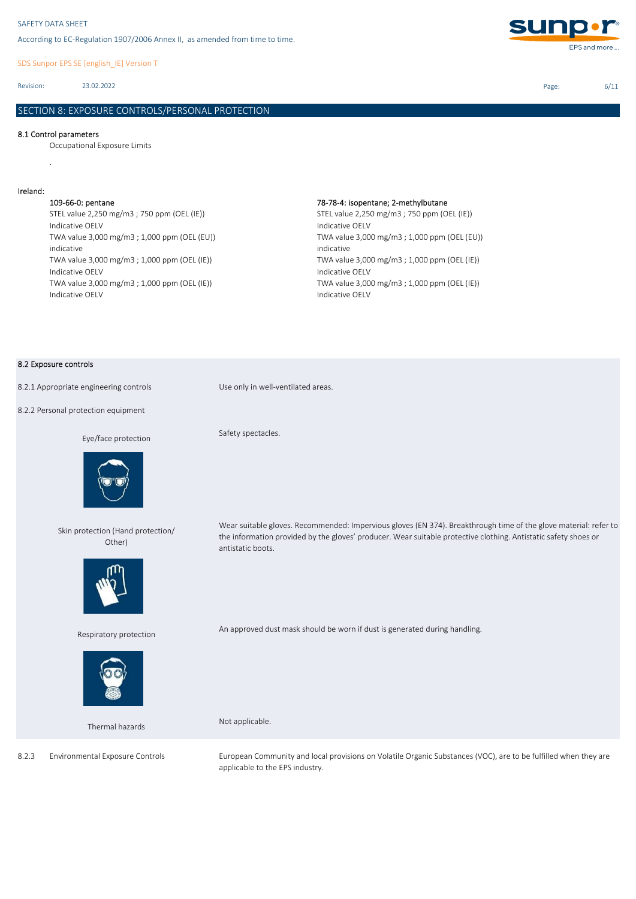## SECTION 8: EXPOSURE CONTROLS/PERSONAL PROTECTION

### 8.1 Control parameters

Occupational Exposure Limits

.

**Ireland:**

109-66-0: pentane
STEL value 2,250 mg/m3 ; 750 ppm (OEL (IE))
Indicative OELV
TWA value 3,000 mg/m3 ; 1,000 ppm (OEL (EU))
indicative
TWA value 3,000 mg/m3 ; 1,000 ppm (OEL (IE))
Indicative OELV
TWA value 3,000 mg/m3 ; 1,000 ppm (OEL (IE))
Indicative OELV

78-78-4: isopentane; 2-methylbutane
STEL value 2,250 mg/m3 ; 750 ppm (OEL (IE))
Indicative OELV
TWA value 3,000 mg/m3 ; 1,000 ppm (OEL (EU))
indicative
TWA value 3,000 mg/m3 ; 1,000 ppm (OEL (IE))
Indicative OELV
TWA value 3,000 mg/m3 ; 1,000 ppm (OEL (IE))
Indicative OELV

### 8.2 Exposure controls

| | |
|---|---|
| 8.2.1 Appropriate engineering controls | Use only in well-ventilated areas. |
| 8.2.2 Personal protection equipment | |
| Eye/face protection | Safety spectacles. |
| Skin protection (Hand protection/ Other) | Wear suitable gloves. Recommended: Impervious gloves (EN 374). Breakthrough time of the glove material: refer to the information provided by the gloves' producer. Wear suitable protective clothing. Antistatic safety shoes or antistatic boots. |
| Respiratory protection | An approved dust mask should be worn if dust is generated during handling. |
| Thermal hazards | Not applicable. |

8.2.3 Environmental Exposure Controls

European Community and local provisions on Volatile Organic Substances (VOC), are to be fulfilled when they are applicable to the EPS industry.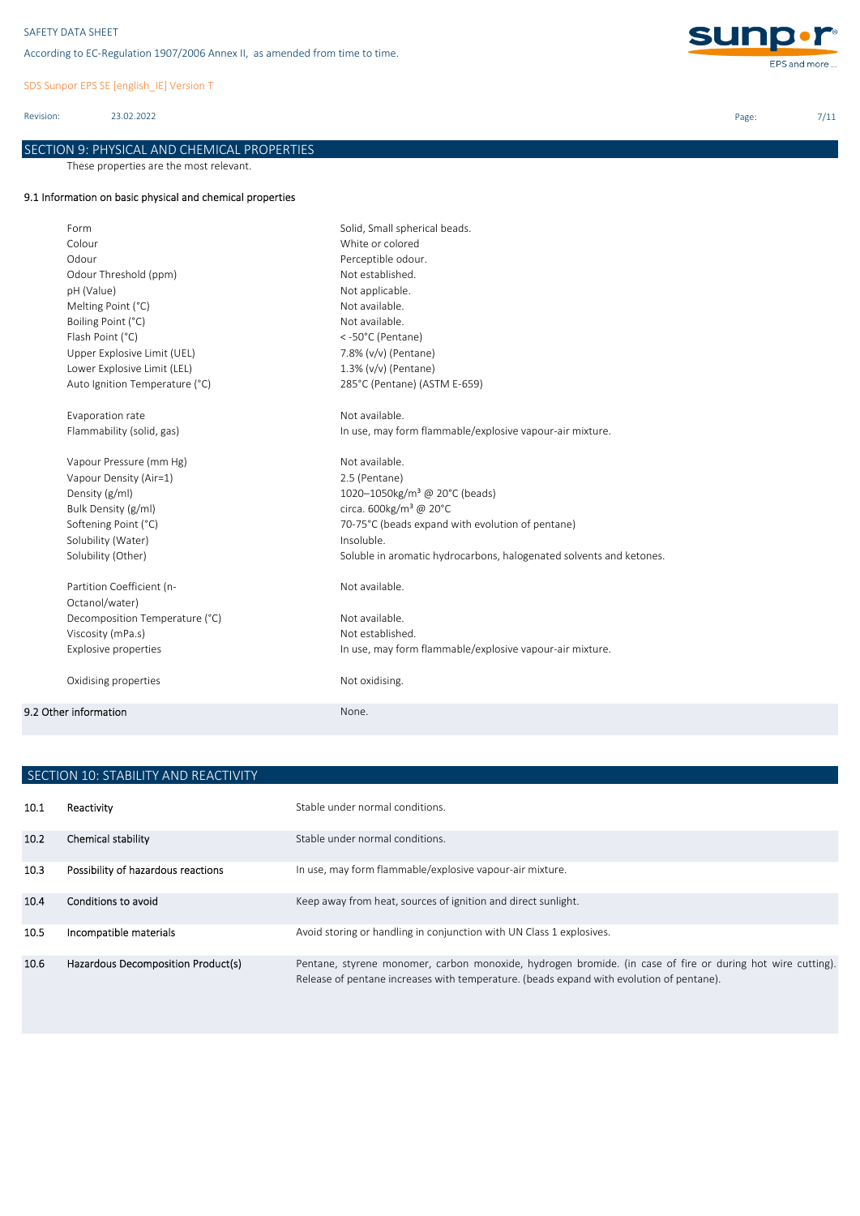## SECTION 9: PHYSICAL AND CHEMICAL PROPERTIES

These properties are the most relevant.

### 9.1 Information on basic physical and chemical properties

| | |
|---|---|
| Form | Solid, Small spherical beads. |
| Colour | White or colored |
| Odour | Perceptible odour. |
| Odour Threshold (ppm) | Not established. |
| pH (Value) | Not applicable. |
| Melting Point (°C) | Not available. |
| Boiling Point (°C) | Not available. |
| Flash Point (°C) | < -50°C (Pentane) |
| Upper Explosive Limit (UEL) | 7.8% (v/v) (Pentane) |
| Lower Explosive Limit (LEL) | 1.3% (v/v) (Pentane) |
| Auto Ignition Temperature (°C) | 285°C (Pentane) (ASTM E-659) |
| Evaporation rate | Not available. |
| Flammability (solid, gas) | In use, may form flammable/explosive vapour-air mixture. |
| Vapour Pressure (mm Hg) | Not available. |
| Vapour Density (Air=1) | 2.5 (Pentane) |
| Density (g/ml) | 1020–1050kg/m³ @ 20°C (beads) |
| Bulk Density (g/ml) | circa. 600kg/m³ @ 20°C |
| Softening Point (°C) | 70-75°C (beads expand with evolution of pentane) |
| Solubility (Water) | Insoluble. |
| Solubility (Other) | Soluble in aromatic hydrocarbons, halogenated solvents and ketones. |
| Partition Coefficient (n-Octanol/water) | Not available. |
| Decomposition Temperature (°C) | Not available. |
| Viscosity (mPa.s) | Not established. |
| Explosive properties | In use, may form flammable/explosive vapour-air mixture. |
| Oxidising properties | Not oxidising. |

### 9.2 Other information

None.

## SECTION 10: STABILITY AND REACTIVITY

| | | |
|---|---|---|
| 10.1 | Reactivity | Stable under normal conditions. |
| 10.2 | Chemical stability | Stable under normal conditions. |
| 10.3 | Possibility of hazardous reactions | In use, may form flammable/explosive vapour-air mixture. |
| 10.4 | Conditions to avoid | Keep away from heat, sources of ignition and direct sunlight. |
| 10.5 | Incompatible materials | Avoid storing or handling in conjunction with UN Class 1 explosives. |
| 10.6 | Hazardous Decomposition Product(s) | Pentane, styrene monomer, carbon monoxide, hydrogen bromide. (in case of fire or during hot wire cutting). Release of pentane increases with temperature. (beads expand with evolution of pentane). |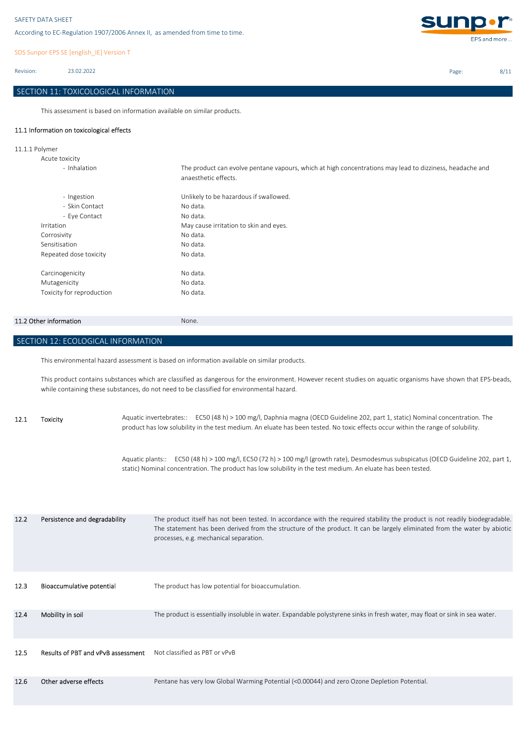## SECTION 11: TOXICOLOGICAL INFORMATION

This assessment is based on information available on similar products.

### 11.1 Information on toxicological effects

11.1.1 Polymer

| | |
|---|---|
| Acute toxicity | |
| - Inhalation | The product can evolve pentane vapours, which at high concentrations may lead to dizziness, headache and anaesthetic effects. |
| - Ingestion | Unlikely to be hazardous if swallowed. |
| - Skin Contact | No data. |
| - Eye Contact | No data. |
| Irritation | May cause irritation to skin and eyes. |
| Corrosivity | No data. |
| Sensitisation | No data. |
| Repeated dose toxicity | No data. |
| Carcinogenicity | No data. |
| Mutagenicity | No data. |
| Toxicity for reproduction | No data. |

| | |
|---|---|
| 11.2 Other information | None. |

## SECTION 12: ECOLOGICAL INFORMATION

This environmental hazard assessment is based on information available on similar products.

This product contains substances which are classified as dangerous for the environment. However recent studies on aquatic organisms have shown that EPS-beads, while containing these substances, do not need to be classified for environmental hazard.

| | | |
|---|---|---|
| 12.1 | Toxicity | Aquatic invertebrates:: EC50 (48 h) > 100 mg/l, Daphnia magna (OECD Guideline 202, part 1, static) Nominal concentration. The product has low solubility in the test medium. An eluate has been tested. No toxic effects occur within the range of solubility.<br><br>Aquatic plants:: EC50 (48 h) > 100 mg/l, EC50 (72 h) > 100 mg/l (growth rate), Desmodesmus subspicatus (OECD Guideline 202, part 1, static) Nominal concentration. The product has low solubility in the test medium. An eluate has been tested. |
| 12.2 | Persistence and degradability | The product itself has not been tested. In accordance with the required stability the product is not readily biodegradable. The statement has been derived from the structure of the product. It can be largely eliminated from the water by abiotic processes, e.g. mechanical separation. |
| 12.3 | Bioaccumulative potential | The product has low potential for bioaccumulation. |
| 12.4 | Mobility in soil | The product is essentially insoluble in water. Expandable polystyrene sinks in fresh water, may float or sink in sea water. |
| 12.5 | Results of PBT and vPvB assessment | Not classified as PBT or vPvB |
| 12.6 | Other adverse effects | Pentane has very low Global Warming Potential (<0.00044) and zero Ozone Depletion Potential. |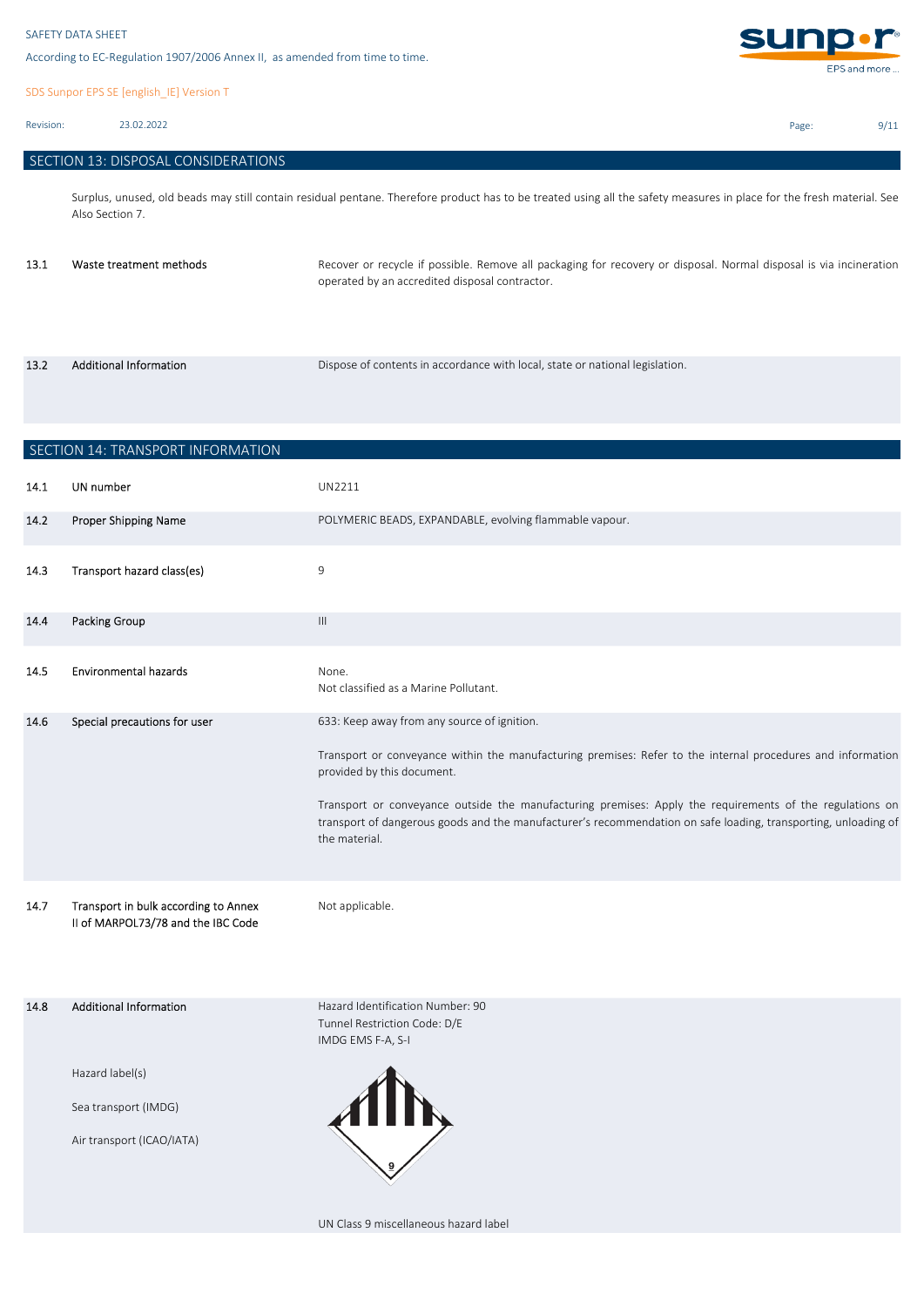## SECTION 13: DISPOSAL CONSIDERATIONS

Surplus, unused, old beads may still contain residual pentane. Therefore product has to be treated using all the safety measures in place for the fresh material. See Also Section 7.

| | | |
|---|---|---|
| 13.1 | Waste treatment methods | Recover or recycle if possible. Remove all packaging for recovery or disposal. Normal disposal is via incineration operated by an accredited disposal contractor. |
| 13.2 | Additional Information | Dispose of contents in accordance with local, state or national legislation. |

## SECTION 14: TRANSPORT INFORMATION

| | | |
|---|---|---|
| 14.1 | UN number | UN2211 |
| 14.2 | Proper Shipping Name | POLYMERIC BEADS, EXPANDABLE, evolving flammable vapour. |
| 14.3 | Transport hazard class(es) | 9 |
| 14.4 | Packing Group | III |
| 14.5 | Environmental hazards | None.<br>Not classified as a Marine Pollutant. |
| 14.6 | Special precautions for user | 633: Keep away from any source of ignition.<br><br>Transport or conveyance within the manufacturing premises: Refer to the internal procedures and information provided by this document.<br><br>Transport or conveyance outside the manufacturing premises: Apply the requirements of the regulations on transport of dangerous goods and the manufacturer's recommendation on safe loading, transporting, unloading of the material. |
| 14.7 | Transport in bulk according to Annex II of MARPOL73/78 and the IBC Code | Not applicable. |
| 14.8 | Additional Information | Hazard Identification Number: 90<br>Tunnel Restriction Code: D/E<br>IMDG EMS F-A, S-I |
| | Hazard label(s)<br>Sea transport (IMDG)<br>Air transport (ICAO/IATA) | 9<br>UN Class 9 miscellaneous hazard label |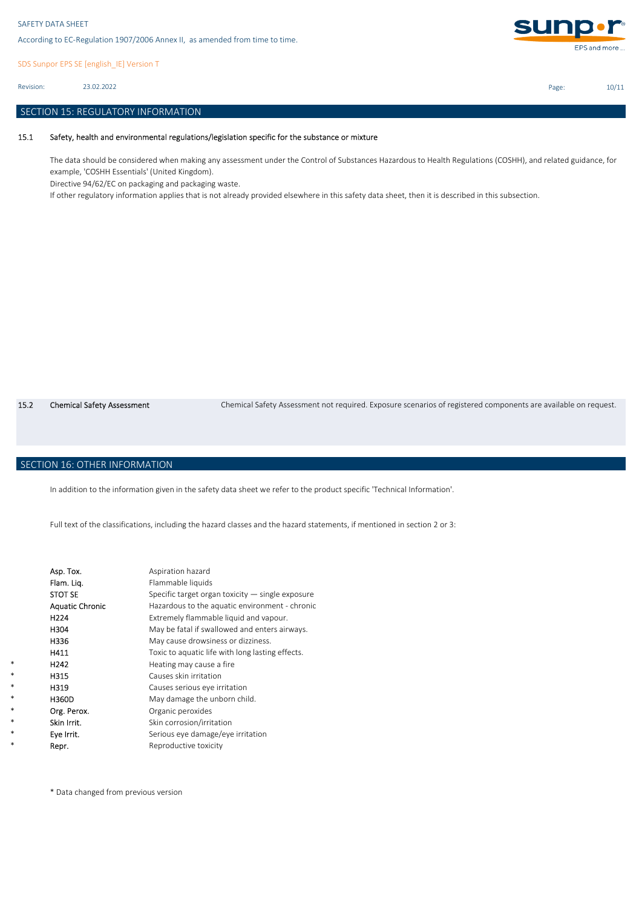## SECTION 15: REGULATORY INFORMATION

### 15.1 Safety, health and environmental regulations/legislation specific for the substance or mixture

The data should be considered when making any assessment under the Control of Substances Hazardous to Health Regulations (COSHH), and related guidance, for example, 'COSHH Essentials' (United Kingdom).
Directive 94/62/EC on packaging and packaging waste.
If other regulatory information applies that is not already provided elsewhere in this safety data sheet, then it is described in this subsection.

| | |
|---|---|
| 15.2 Chemical Safety Assessment | Chemical Safety Assessment not required. Exposure scenarios of registered components are available on request. |

## SECTION 16: OTHER INFORMATION

In addition to the information given in the safety data sheet we refer to the product specific 'Technical Information'.

Full text of the classifications, including the hazard classes and the hazard statements, if mentioned in section 2 or 3:

| | | |
|---|---|---|
| | Asp. Tox. | Aspiration hazard |
| | Flam. Liq. | Flammable liquids |
| | STOT SE | Specific target organ toxicity — single exposure |
| | Aquatic Chronic | Hazardous to the aquatic environment - chronic |
| | H224 | Extremely flammable liquid and vapour. |
| | H304 | May be fatal if swallowed and enters airways. |
| | H336 | May cause drowsiness or dizziness. |
| | H411 | Toxic to aquatic life with long lasting effects. |
| * | H242 | Heating may cause a fire |
| * | H315 | Causes skin irritation |
| * | H319 | Causes serious eye irritation |
| * | H360D | May damage the unborn child. |
| * | Org. Perox. | Organic peroxides |
| * | Skin Irrit. | Skin corrosion/irritation |
| * | Eye Irrit. | Serious eye damage/eye irritation |
| * | Repr. | Reproductive toxicity |

* Data changed from previous version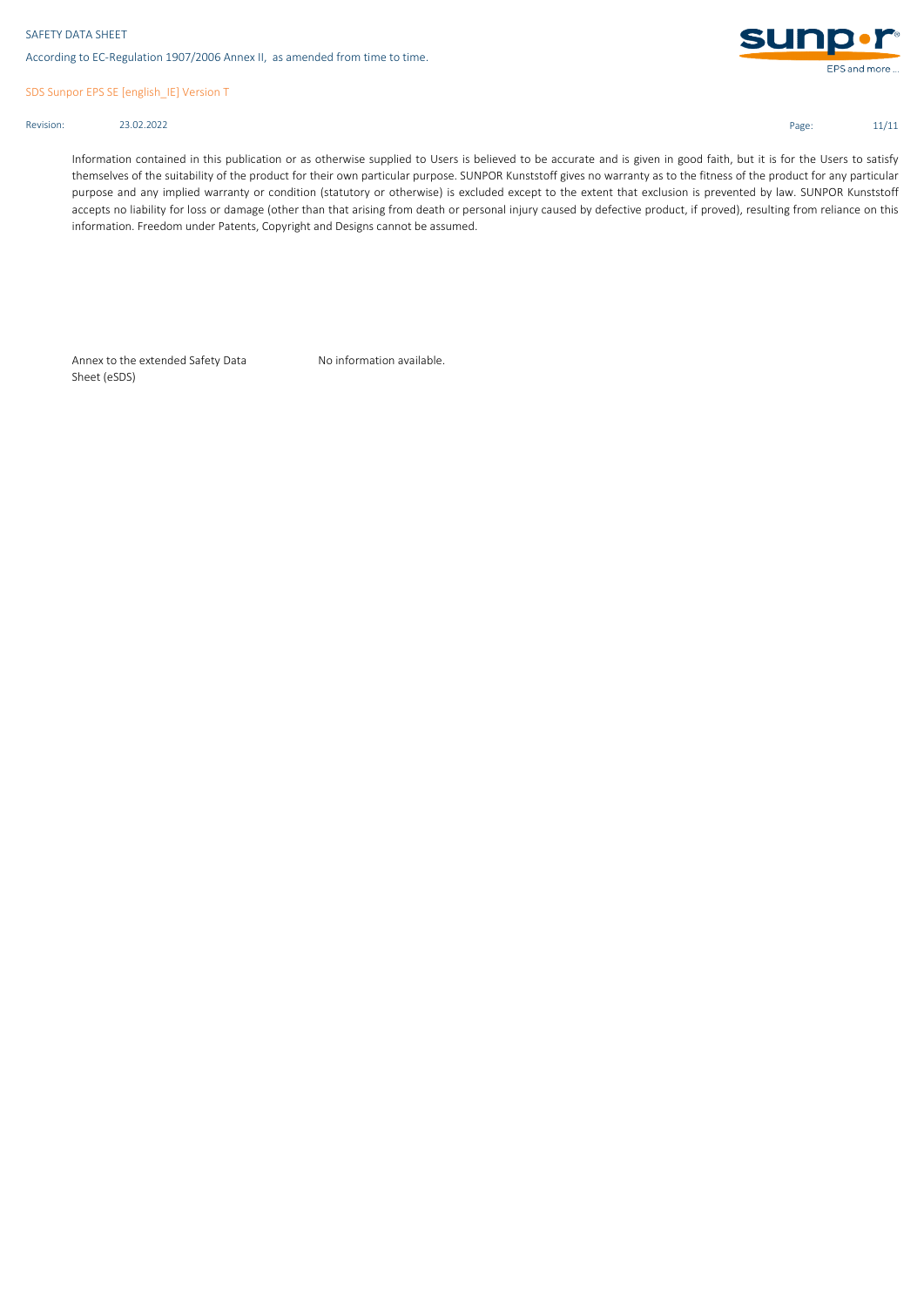Information contained in this publication or as otherwise supplied to Users is believed to be accurate and is given in good faith, but it is for the Users to satisfy themselves of the suitability of the product for their own particular purpose. SUNPOR Kunststoff gives no warranty as to the fitness of the product for any particular purpose and any implied warranty or condition (statutory or otherwise) is excluded except to the extent that exclusion is prevented by law. SUNPOR Kunststoff accepts no liability for loss or damage (other than that arising from death or personal injury caused by defective product, if proved), resulting from reliance on this information. Freedom under Patents, Copyright and Designs cannot be assumed.

| | |
|---|---|
| Annex to the extended Safety Data Sheet (eSDS) | No information available. |